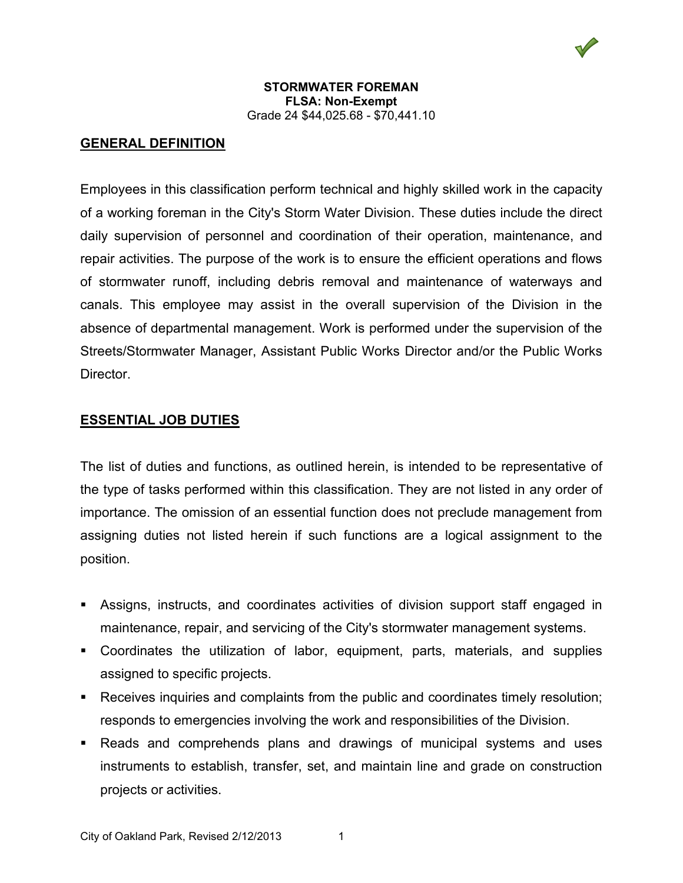**STORMWATER FOREMAN**
**FLSA: Non-Exempt**
Grade 24 $44,025.68 - $70,441.10

## GENERAL DEFINITION

Employees in this classification perform technical and highly skilled work in the capacity of a working foreman in the City's Storm Water Division. These duties include the direct daily supervision of personnel and coordination of their operation, maintenance, and repair activities. The purpose of the work is to ensure the efficient operations and flows of stormwater runoff, including debris removal and maintenance of waterways and canals. This employee may assist in the overall supervision of the Division in the absence of departmental management. Work is performed under the supervision of the Streets/Stormwater Manager, Assistant Public Works Director and/or the Public Works Director.

## ESSENTIAL JOB DUTIES

The list of duties and functions, as outlined herein, is intended to be representative of the type of tasks performed within this classification. They are not listed in any order of importance. The omission of an essential function does not preclude management from assigning duties not listed herein if such functions are a logical assignment to the position.

- Assigns, instructs, and coordinates activities of division support staff engaged in maintenance, repair, and servicing of the City's stormwater management systems.
- Coordinates the utilization of labor, equipment, parts, materials, and supplies assigned to specific projects.
- Receives inquiries and complaints from the public and coordinates timely resolution; responds to emergencies involving the work and responsibilities of the Division.
- Reads and comprehends plans and drawings of municipal systems and uses instruments to establish, transfer, set, and maintain line and grade on construction projects or activities.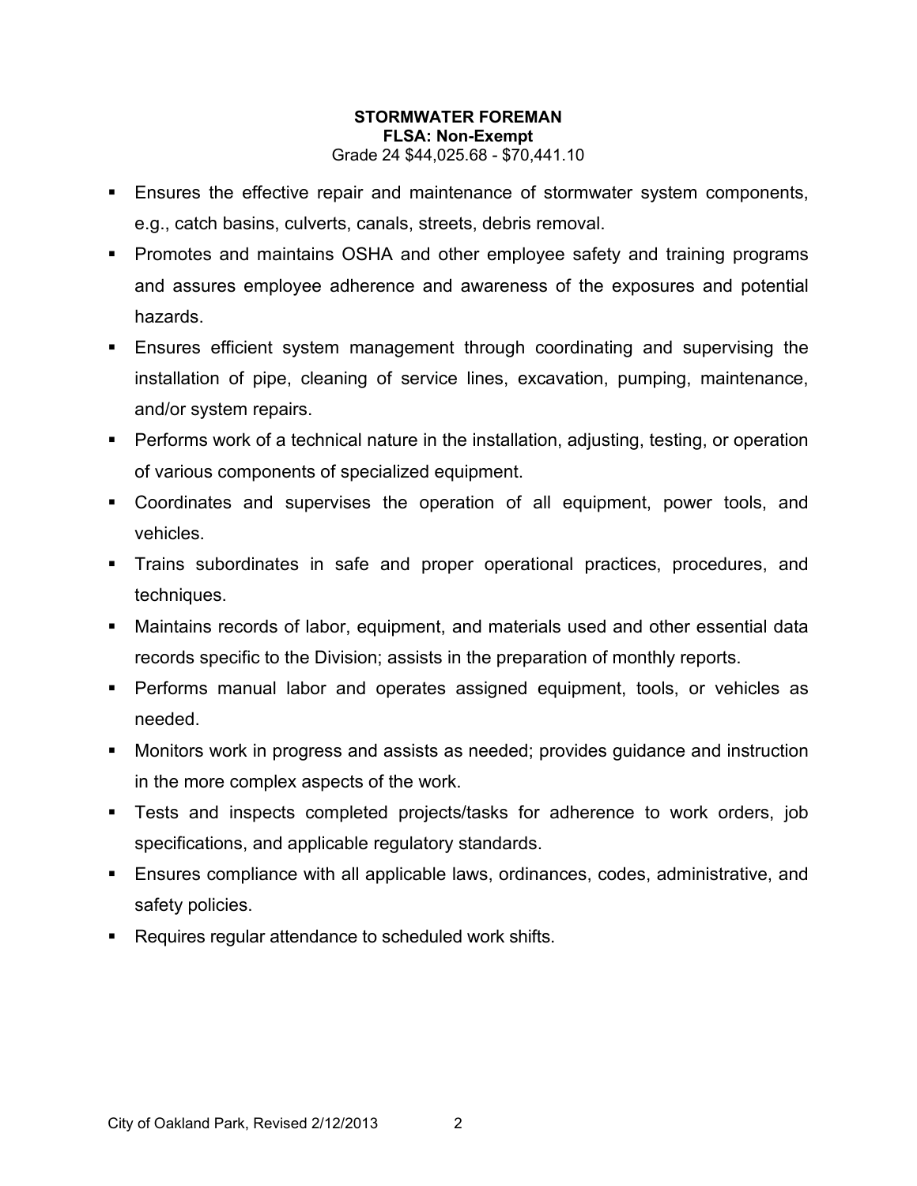**STORMWATER FOREMAN**
**FLSA: Non-Exempt**
Grade 24 $44,025.68 - $70,441.10

- Ensures the effective repair and maintenance of stormwater system components, e.g., catch basins, culverts, canals, streets, debris removal.
- Promotes and maintains OSHA and other employee safety and training programs and assures employee adherence and awareness of the exposures and potential hazards.
- Ensures efficient system management through coordinating and supervising the installation of pipe, cleaning of service lines, excavation, pumping, maintenance, and/or system repairs.
- Performs work of a technical nature in the installation, adjusting, testing, or operation of various components of specialized equipment.
- Coordinates and supervises the operation of all equipment, power tools, and vehicles.
- Trains subordinates in safe and proper operational practices, procedures, and techniques.
- Maintains records of labor, equipment, and materials used and other essential data records specific to the Division; assists in the preparation of monthly reports.
- Performs manual labor and operates assigned equipment, tools, or vehicles as needed.
- Monitors work in progress and assists as needed; provides guidance and instruction in the more complex aspects of the work.
- Tests and inspects completed projects/tasks for adherence to work orders, job specifications, and applicable regulatory standards.
- Ensures compliance with all applicable laws, ordinances, codes, administrative, and safety policies.
- Requires regular attendance to scheduled work shifts.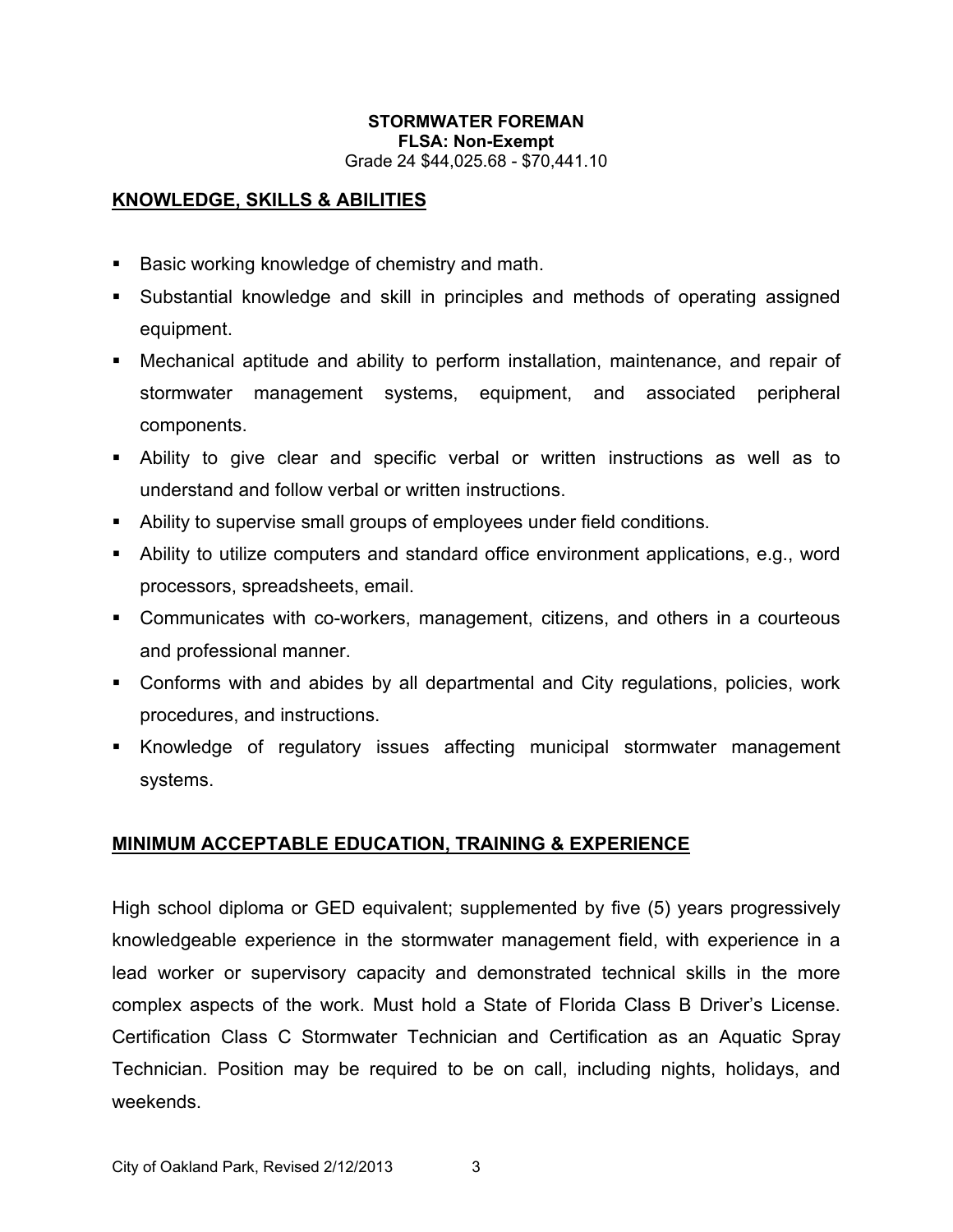**STORMWATER FOREMAN**
**FLSA: Non-Exempt**
Grade 24 $44,025.68 - $70,441.10

## KNOWLEDGE, SKILLS & ABILITIES

- Basic working knowledge of chemistry and math.
- Substantial knowledge and skill in principles and methods of operating assigned equipment.
- Mechanical aptitude and ability to perform installation, maintenance, and repair of stormwater management systems, equipment, and associated peripheral components.
- Ability to give clear and specific verbal or written instructions as well as to understand and follow verbal or written instructions.
- Ability to supervise small groups of employees under field conditions.
- Ability to utilize computers and standard office environment applications, e.g., word processors, spreadsheets, email.
- Communicates with co-workers, management, citizens, and others in a courteous and professional manner.
- Conforms with and abides by all departmental and City regulations, policies, work procedures, and instructions.
- Knowledge of regulatory issues affecting municipal stormwater management systems.

## MINIMUM ACCEPTABLE EDUCATION, TRAINING & EXPERIENCE

High school diploma or GED equivalent; supplemented by five (5) years progressively knowledgeable experience in the stormwater management field, with experience in a lead worker or supervisory capacity and demonstrated technical skills in the more complex aspects of the work. Must hold a State of Florida Class B Driver's License. Certification Class C Stormwater Technician and Certification as an Aquatic Spray Technician. Position may be required to be on call, including nights, holidays, and weekends.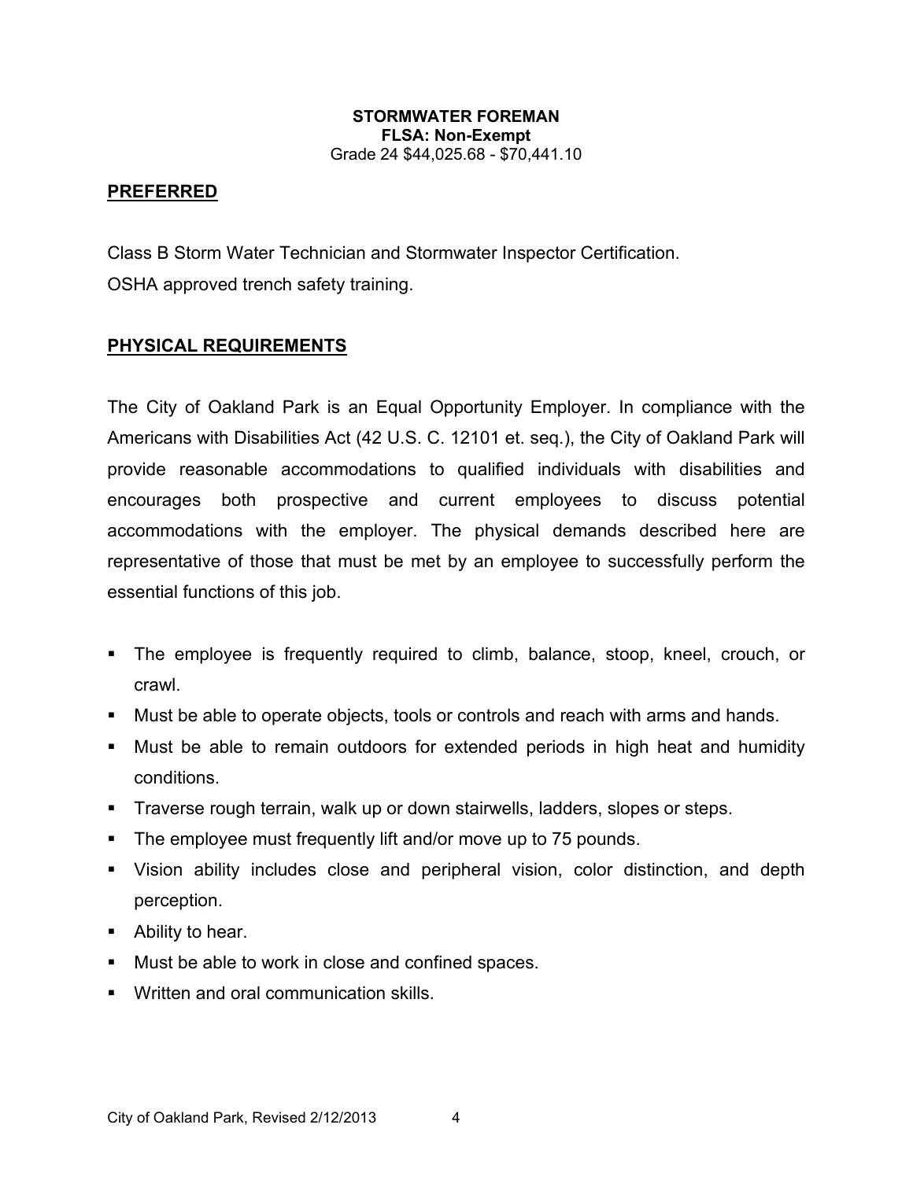**STORMWATER FOREMAN**
**FLSA: Non-Exempt**
Grade 24 $44,025.68 - $70,441.10

## PREFERRED

Class B Storm Water Technician and Stormwater Inspector Certification.
OSHA approved trench safety training.

## PHYSICAL REQUIREMENTS

The City of Oakland Park is an Equal Opportunity Employer. In compliance with the Americans with Disabilities Act (42 U.S. C. 12101 et. seq.), the City of Oakland Park will provide reasonable accommodations to qualified individuals with disabilities and encourages both prospective and current employees to discuss potential accommodations with the employer. The physical demands described here are representative of those that must be met by an employee to successfully perform the essential functions of this job.

- The employee is frequently required to climb, balance, stoop, kneel, crouch, or crawl.
- Must be able to operate objects, tools or controls and reach with arms and hands.
- Must be able to remain outdoors for extended periods in high heat and humidity conditions.
- Traverse rough terrain, walk up or down stairwells, ladders, slopes or steps.
- The employee must frequently lift and/or move up to 75 pounds.
- Vision ability includes close and peripheral vision, color distinction, and depth perception.
- Ability to hear.
- Must be able to work in close and confined spaces.
- Written and oral communication skills.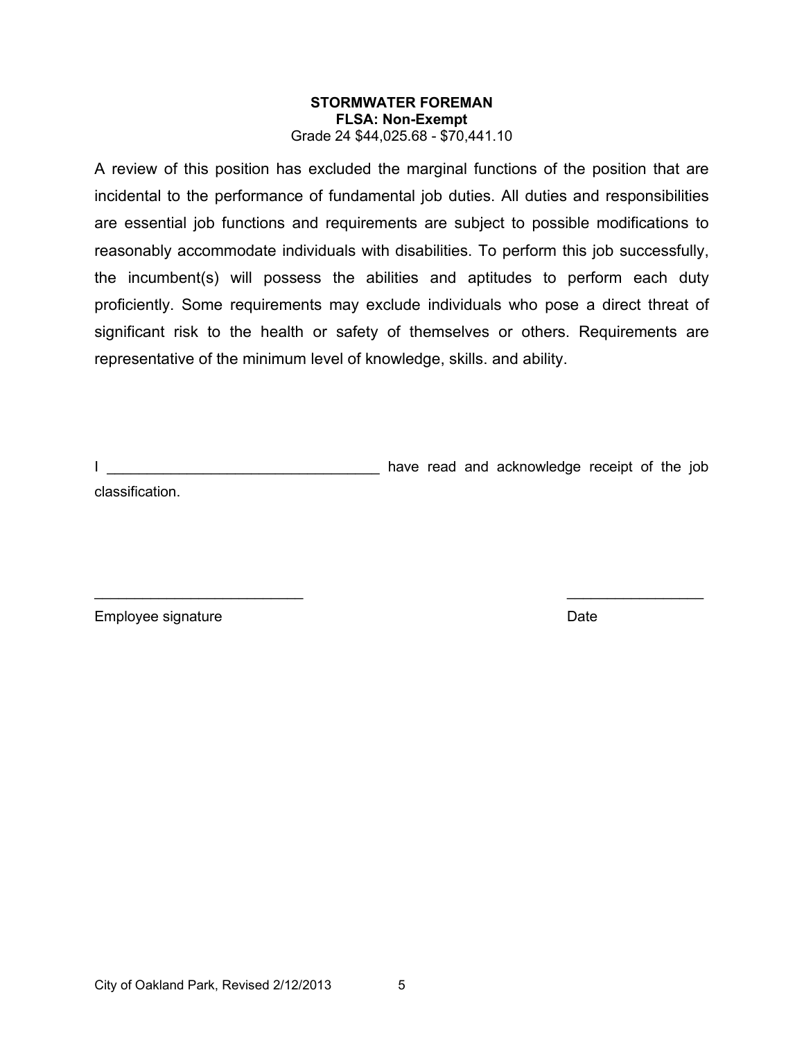**STORMWATER FOREMAN**
**FLSA: Non-Exempt**
Grade 24 $44,025.68 - $70,441.10

A review of this position has excluded the marginal functions of the position that are incidental to the performance of fundamental job duties. All duties and responsibilities are essential job functions and requirements are subject to possible modifications to reasonably accommodate individuals with disabilities. To perform this job successfully, the incumbent(s) will possess the abilities and aptitudes to perform each duty proficiently. Some requirements may exclude individuals who pose a direct threat of significant risk to the health or safety of themselves or others. Requirements are representative of the minimum level of knowledge, skills. and ability.

I _________________________________ have read and acknowledge receipt of the job classification.

__________________________ _________________

Employee signature Date